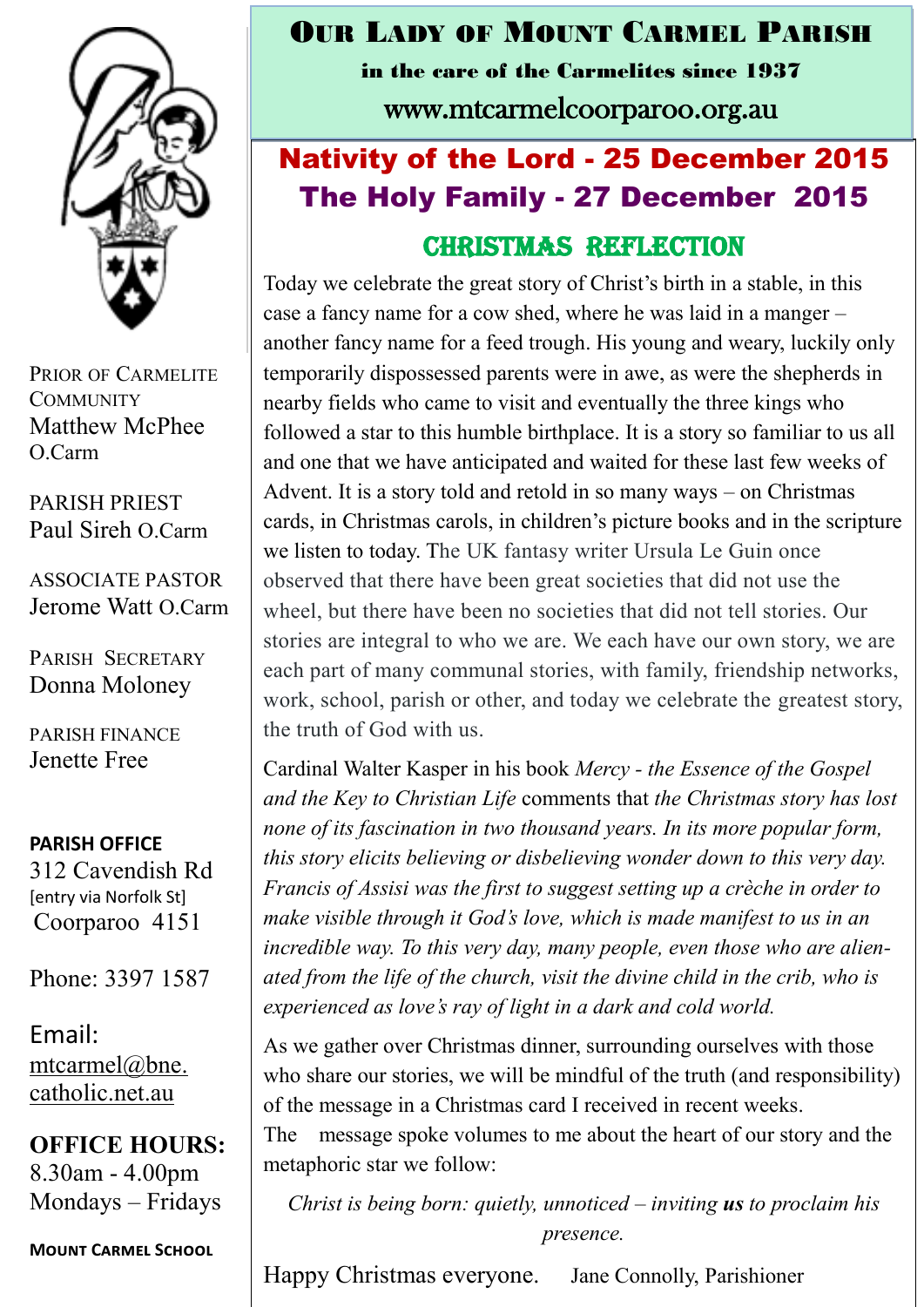# Our Lady of Mount Carmel Parish

**in the care of the Carmelites since 1937**

www.mtcarmelcoorparoo.org.au

## Nativity of the Lord - 25 December 2015
## The Holy Family - 27 December 2015

### Christmas Reflection

Today we celebrate the great story of Christ's birth in a stable, in this case a fancy name for a cow shed, where he was laid in a manger – another fancy name for a feed trough. His young and weary, luckily only temporarily dispossessed parents were in awe, as were the shepherds in nearby fields who came to visit and eventually the three kings who followed a star to this humble birthplace. It is a story so familiar to us all and one that we have anticipated and waited for these last few weeks of Advent. It is a story told and retold in so many ways – on Christmas cards, in Christmas carols, in children's picture books and in the scripture we listen to today. The UK fantasy writer Ursula Le Guin once observed that there have been great societies that did not use the wheel, but there have been no societies that did not tell stories. Our stories are integral to who we are. We each have our own story, we are each part of many communal stories, with family, friendship networks, work, school, parish or other, and today we celebrate the greatest story, the truth of God with us.

Cardinal Walter Kasper in his book *Mercy - the Essence of the Gospel and the Key to Christian Life* comments that *the Christmas story has lost none of its fascination in two thousand years. In its more popular form, this story elicits believing or disbelieving wonder down to this very day. Francis of Assisi was the first to suggest setting up a crèche in order to make visible through it God's love, which is made manifest to us in an incredible way. To this very day, many people, even those who are alienated from the life of the church, visit the divine child in the crib, who is experienced as love's ray of light in a dark and cold world.*

As we gather over Christmas dinner, surrounding ourselves with those who share our stories, we will be mindful of the truth (and responsibility) of the message in a Christmas card I received in recent weeks.
The message spoke volumes to me about the heart of our story and the metaphoric star we follow:

*Christ is being born: quietly, unnoticed – inviting* ***us*** *to proclaim his presence.*

Happy Christmas everyone. Jane Connolly, Parishioner

---

PRIOR OF CARMELITE COMMUNITY
Matthew McPhee O.Carm

PARISH PRIEST
Paul Sireh O.Carm

ASSOCIATE PASTOR
Jerome Watt O.Carm

PARISH SECRETARY
Donna Moloney

PARISH FINANCE
Jenette Free

**PARISH OFFICE**
312 Cavendish Rd
[entry via Norfolk St]
Coorparoo 4151

Phone: 3397 1587

Email:
mtcarmel@bne.catholic.net.au

**OFFICE HOURS:**
8.30am - 4.00pm
Mondays – Fridays

**MOUNT CARMEL SCHOOL**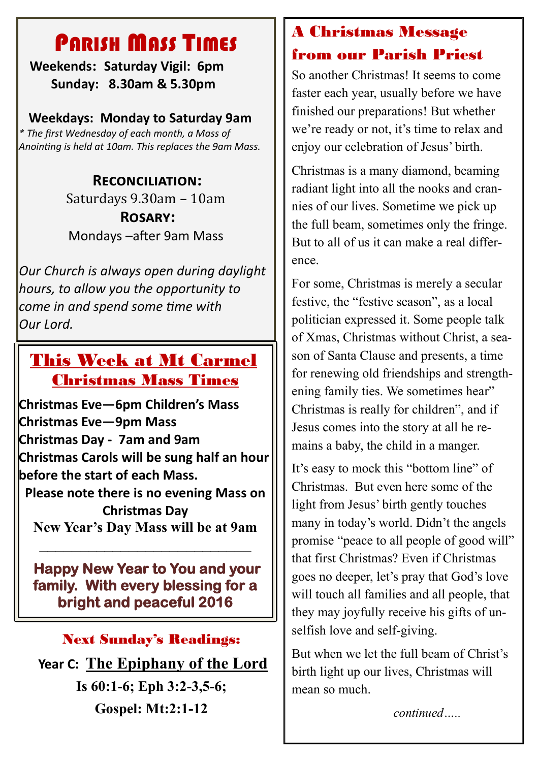# Parish Mass Times

**Weekends: Saturday Vigil: 6pm**
**Sunday: 8.30am & 5.30pm**

**Weekdays: Monday to Saturday 9am**

*\* The first Wednesday of each month, a Mass of Anointing is held at 10am. This replaces the 9am Mass.*

**Reconciliation:**
Saturdays 9.30am – 10am

**Rosary:**
Mondays –after 9am Mass

*Our Church is always open during daylight hours, to allow you the opportunity to come in and spend some time with Our Lord.*

## This Week at Mt Carmel
## Christmas Mass Times

**Christmas Eve—6pm Children's Mass**
**Christmas Eve—9pm Mass**
**Christmas Day - 7am and 9am**
**Christmas Carols will be sung half an hour before the start of each Mass.**
**Please note there is no evening Mass on Christmas Day**
**New Year's Day Mass will be at 9am**

---

**Happy New Year to You and your family. With every blessing for a bright and peaceful 2016**

## Next Sunday's Readings:

**Year C: The Epiphany of the Lord**

**Is 60:1-6; Eph 3:2-3,5-6;**

**Gospel: Mt:2:1-12**

## A Christmas Message from our Parish Priest

So another Christmas! It seems to come faster each year, usually before we have finished our preparations! But whether we're ready or not, it's time to relax and enjoy our celebration of Jesus' birth.

Christmas is a many diamond, beaming radiant light into all the nooks and crannies of our lives. Sometime we pick up the full beam, sometimes only the fringe. But to all of us it can make a real difference.

For some, Christmas is merely a secular festive, the "festive season", as a local politician expressed it. Some people talk of Xmas, Christmas without Christ, a season of Santa Clause and presents, a time for renewing old friendships and strengthening family ties. We sometimes hear" Christmas is really for children", and if Jesus comes into the story at all he remains a baby, the child in a manger.

It's easy to mock this "bottom line" of Christmas. But even here some of the light from Jesus' birth gently touches many in today's world. Didn't the angels promise "peace to all people of good will" that first Christmas? Even if Christmas goes no deeper, let's pray that God's love will touch all families and all people, that they may joyfully receive his gifts of unselfish love and self-giving.

But when we let the full beam of Christ's birth light up our lives, Christmas will mean so much.

*continued…..*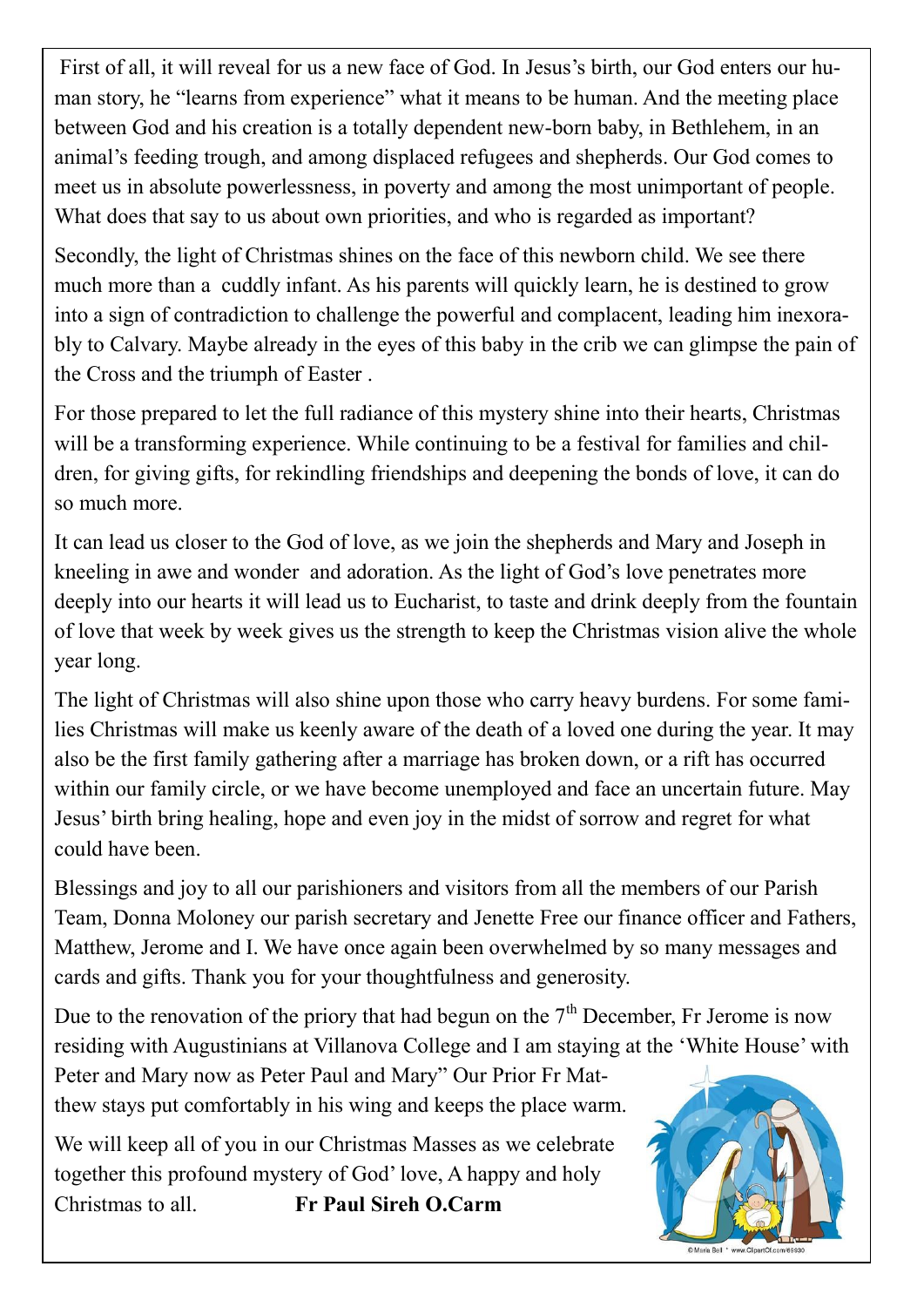First of all, it will reveal for us a new face of God. In Jesus's birth, our God enters our human story, he "learns from experience" what it means to be human. And the meeting place between God and his creation is a totally dependent new-born baby, in Bethlehem, in an animal's feeding trough, and among displaced refugees and shepherds. Our God comes to meet us in absolute powerlessness, in poverty and among the most unimportant of people. What does that say to us about own priorities, and who is regarded as important?

Secondly, the light of Christmas shines on the face of this newborn child. We see there much more than a cuddly infant. As his parents will quickly learn, he is destined to grow into a sign of contradiction to challenge the powerful and complacent, leading him inexorably to Calvary. Maybe already in the eyes of this baby in the crib we can glimpse the pain of the Cross and the triumph of Easter .

For those prepared to let the full radiance of this mystery shine into their hearts, Christmas will be a transforming experience. While continuing to be a festival for families and children, for giving gifts, for rekindling friendships and deepening the bonds of love, it can do so much more.

It can lead us closer to the God of love, as we join the shepherds and Mary and Joseph in kneeling in awe and wonder and adoration. As the light of God's love penetrates more deeply into our hearts it will lead us to Eucharist, to taste and drink deeply from the fountain of love that week by week gives us the strength to keep the Christmas vision alive the whole year long.

The light of Christmas will also shine upon those who carry heavy burdens. For some families Christmas will make us keenly aware of the death of a loved one during the year. It may also be the first family gathering after a marriage has broken down, or a rift has occurred within our family circle, or we have become unemployed and face an uncertain future. May Jesus' birth bring healing, hope and even joy in the midst of sorrow and regret for what could have been.

Blessings and joy to all our parishioners and visitors from all the members of our Parish Team, Donna Moloney our parish secretary and Jenette Free our finance officer and Fathers, Matthew, Jerome and I. We have once again been overwhelmed by so many messages and cards and gifts. Thank you for your thoughtfulness and generosity.

Due to the renovation of the priory that had begun on the 7th December, Fr Jerome is now residing with Augustinians at Villanova College and I am staying at the 'White House' with Peter and Mary now as Peter Paul and Mary" Our Prior Fr Matthew stays put comfortably in his wing and keeps the place warm.

We will keep all of you in our Christmas Masses as we celebrate together this profound mystery of God' love, A happy and holy Christmas to all. **Fr Paul Sireh O.Carm**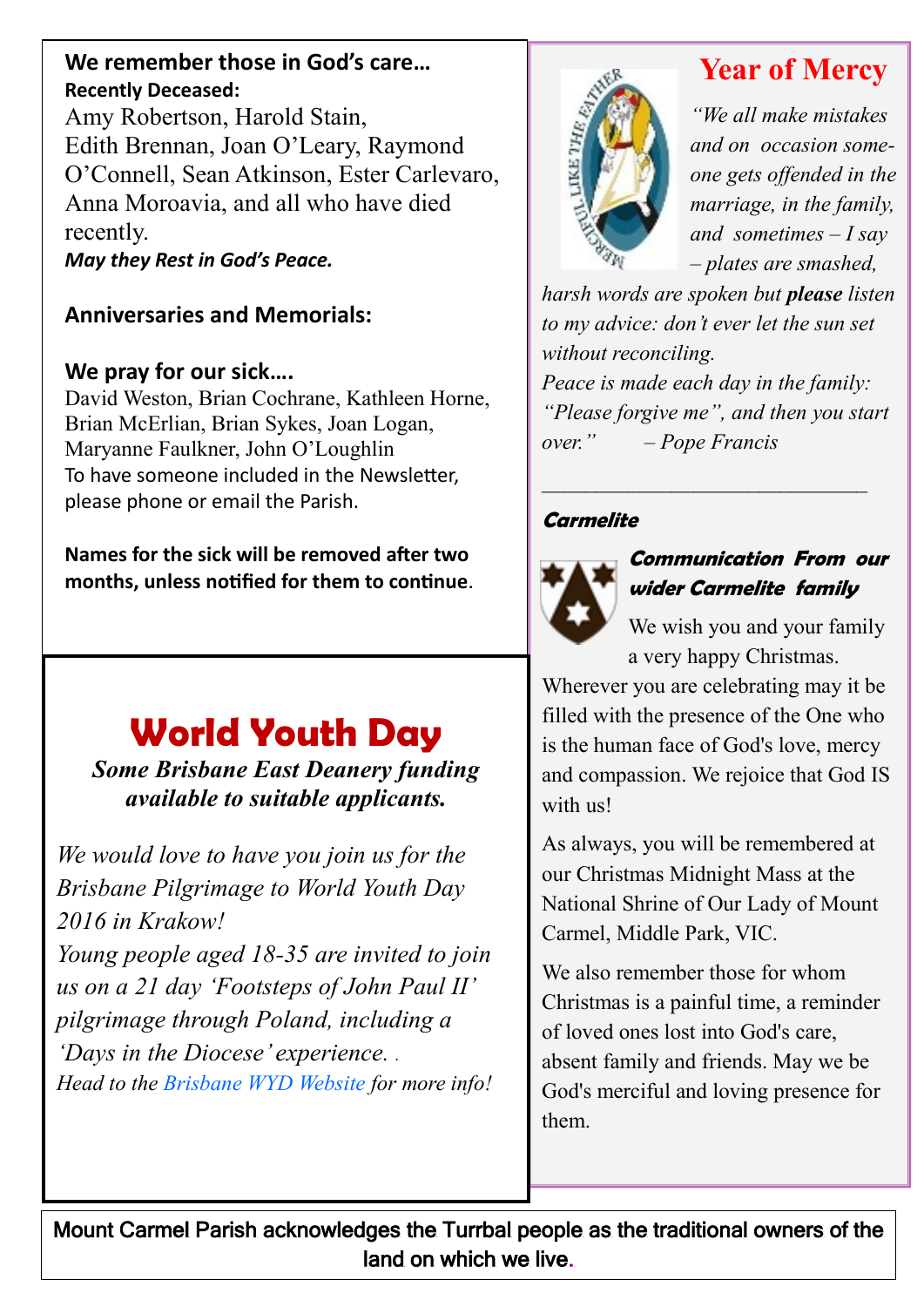**We remember those in God's care…**

**Recently Deceased:**

Amy Robertson, Harold Stain, Edith Brennan, Joan O'Leary, Raymond O'Connell, Sean Atkinson, Ester Carlevaro, Anna Moroavia, and all who have died recently.

***May they Rest in God's Peace.***

**Anniversaries and Memorials:**

**We pray for our sick….**

David Weston, Brian Cochrane, Kathleen Horne, Brian McErlian, Brian Sykes, Joan Logan, Maryanne Faulkner, John O'Loughlin

To have someone included in the Newsletter, please phone or email the Parish.

**Names for the sick will be removed after two months, unless notified for them to continue**.

# World Youth Day

***Some Brisbane East Deanery funding available to suitable applicants.***

*We would love to have you join us for the Brisbane Pilgrimage to World Youth Day 2016 in Krakow!*

*Young people aged 18-35 are invited to join us on a 21 day 'Footsteps of John Paul II' pilgrimage through Poland, including a 'Days in the Diocese' experience. .*

*Head to the Brisbane WYD Website for more info!*

# Year of Mercy

*"We all make mistakes and on occasion someone gets offended in the marriage, in the family, and sometimes – I say – plates are smashed, harsh words are spoken but **please** listen to my advice: don't ever let the sun set without reconciling.*

*Peace is made each day in the family: "Please forgive me", and then you start over." – Pope Francis*

---

***Carmelite***

***Communication From our wider Carmelite family***

We wish you and your family a very happy Christmas. Wherever you are celebrating may it be filled with the presence of the One who is the human face of God's love, mercy and compassion. We rejoice that God IS with us!

As always, you will be remembered at our Christmas Midnight Mass at the National Shrine of Our Lady of Mount Carmel, Middle Park, VIC.

We also remember those for whom Christmas is a painful time, a reminder of loved ones lost into God's care, absent family and friends. May we be God's merciful and loving presence for them.

Mount Carmel Parish acknowledges the Turrbal people as the traditional owners of the land on which we live.